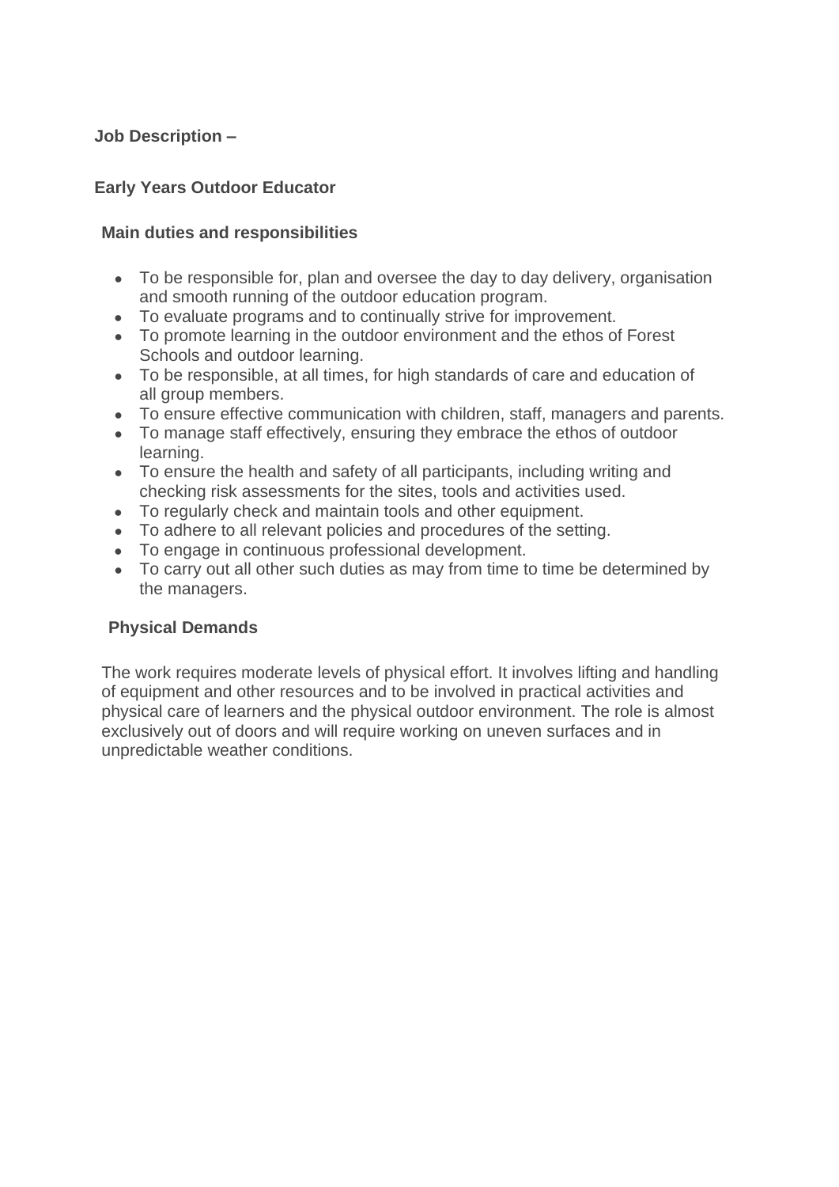**Job Description –**

**Early Years Outdoor Educator**

**Main duties and responsibilities**

- To be responsible for, plan and oversee the day to day delivery, organisation and smooth running of the outdoor education program.
- To evaluate programs and to continually strive for improvement.
- To promote learning in the outdoor environment and the ethos of Forest Schools and outdoor learning.
- To be responsible, at all times, for high standards of care and education of all group members.
- To ensure effective communication with children, staff, managers and parents.
- To manage staff effectively, ensuring they embrace the ethos of outdoor learning.
- To ensure the health and safety of all participants, including writing and checking risk assessments for the sites, tools and activities used.
- To regularly check and maintain tools and other equipment.
- To adhere to all relevant policies and procedures of the setting.
- To engage in continuous professional development.
- To carry out all other such duties as may from time to time be determined by the managers.

**Physical Demands**

The work requires moderate levels of physical effort. It involves lifting and handling of equipment and other resources and to be involved in practical activities and physical care of learners and the physical outdoor environment. The role is almost exclusively out of doors and will require working on uneven surfaces and in unpredictable weather conditions.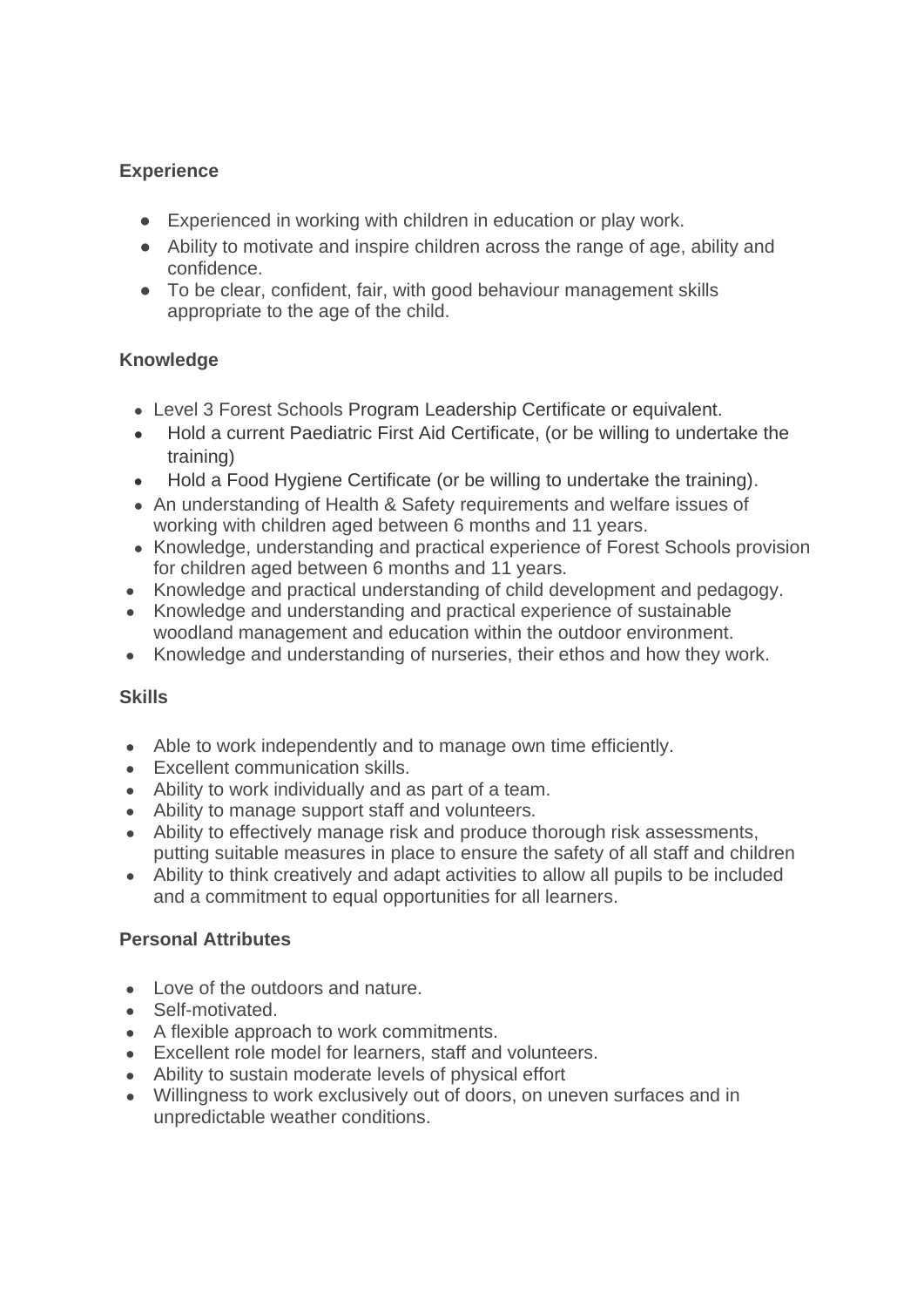**Experience**

- Experienced in working with children in education or play work.
- Ability to motivate and inspire children across the range of age, ability and confidence.
- To be clear, confident, fair, with good behaviour management skills appropriate to the age of the child.

**Knowledge**

- Level 3 Forest Schools Program Leadership Certificate or equivalent.
- Hold a current Paediatric First Aid Certificate, (or be willing to undertake the training)
- Hold a Food Hygiene Certificate (or be willing to undertake the training).
- An understanding of Health & Safety requirements and welfare issues of working with children aged between 6 months and 11 years.
- Knowledge, understanding and practical experience of Forest Schools provision for children aged between 6 months and 11 years.
- Knowledge and practical understanding of child development and pedagogy.
- Knowledge and understanding and practical experience of sustainable woodland management and education within the outdoor environment.
- Knowledge and understanding of nurseries, their ethos and how they work.

**Skills**

- Able to work independently and to manage own time efficiently.
- Excellent communication skills.
- Ability to work individually and as part of a team.
- Ability to manage support staff and volunteers.
- Ability to effectively manage risk and produce thorough risk assessments, putting suitable measures in place to ensure the safety of all staff and children
- Ability to think creatively and adapt activities to allow all pupils to be included and a commitment to equal opportunities for all learners.

**Personal Attributes**

- Love of the outdoors and nature.
- Self-motivated.
- A flexible approach to work commitments.
- Excellent role model for learners, staff and volunteers.
- Ability to sustain moderate levels of physical effort
- Willingness to work exclusively out of doors, on uneven surfaces and in unpredictable weather conditions.